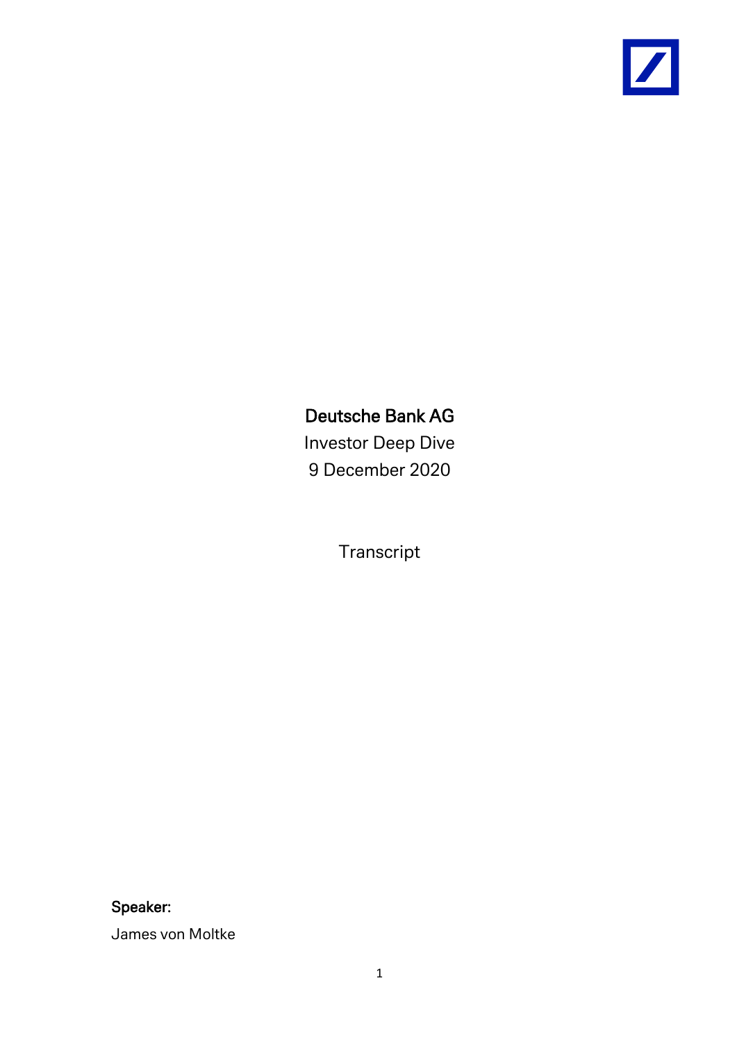# Deutsche Bank AG

Investor Deep Dive

9 December 2020

Transcript

**Speaker:**

James von Moltke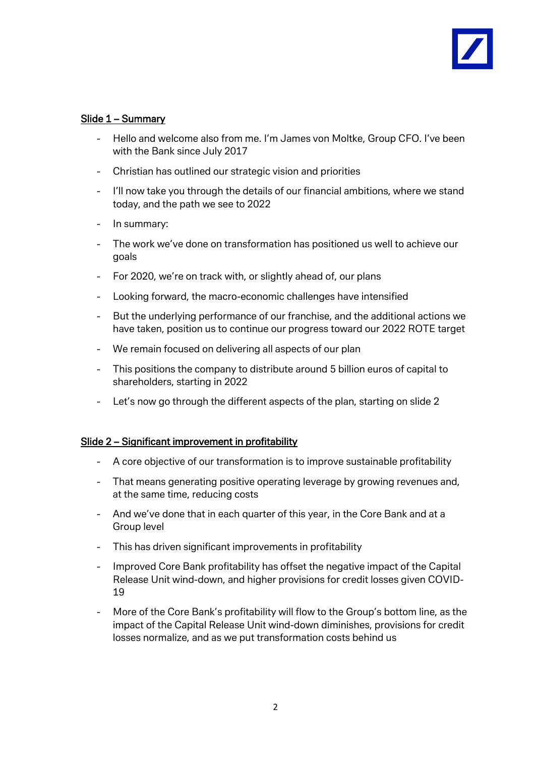## Slide 1 – Summary

- Hello and welcome also from me. I'm James von Moltke, Group CFO. I've been with the Bank since July 2017
- Christian has outlined our strategic vision and priorities
- I'll now take you through the details of our financial ambitions, where we stand today, and the path we see to 2022
- In summary:
- The work we've done on transformation has positioned us well to achieve our goals
- For 2020, we're on track with, or slightly ahead of, our plans
- Looking forward, the macro-economic challenges have intensified
- But the underlying performance of our franchise, and the additional actions we have taken, position us to continue our progress toward our 2022 ROTE target
- We remain focused on delivering all aspects of our plan
- This positions the company to distribute around 5 billion euros of capital to shareholders, starting in 2022
- Let's now go through the different aspects of the plan, starting on slide 2

## Slide 2 – Significant improvement in profitability

- A core objective of our transformation is to improve sustainable profitability
- That means generating positive operating leverage by growing revenues and, at the same time, reducing costs
- And we've done that in each quarter of this year, in the Core Bank and at a Group level
- This has driven significant improvements in profitability
- Improved Core Bank profitability has offset the negative impact of the Capital Release Unit wind-down, and higher provisions for credit losses given COVID-19
- More of the Core Bank's profitability will flow to the Group's bottom line, as the impact of the Capital Release Unit wind-down diminishes, provisions for credit losses normalize, and as we put transformation costs behind us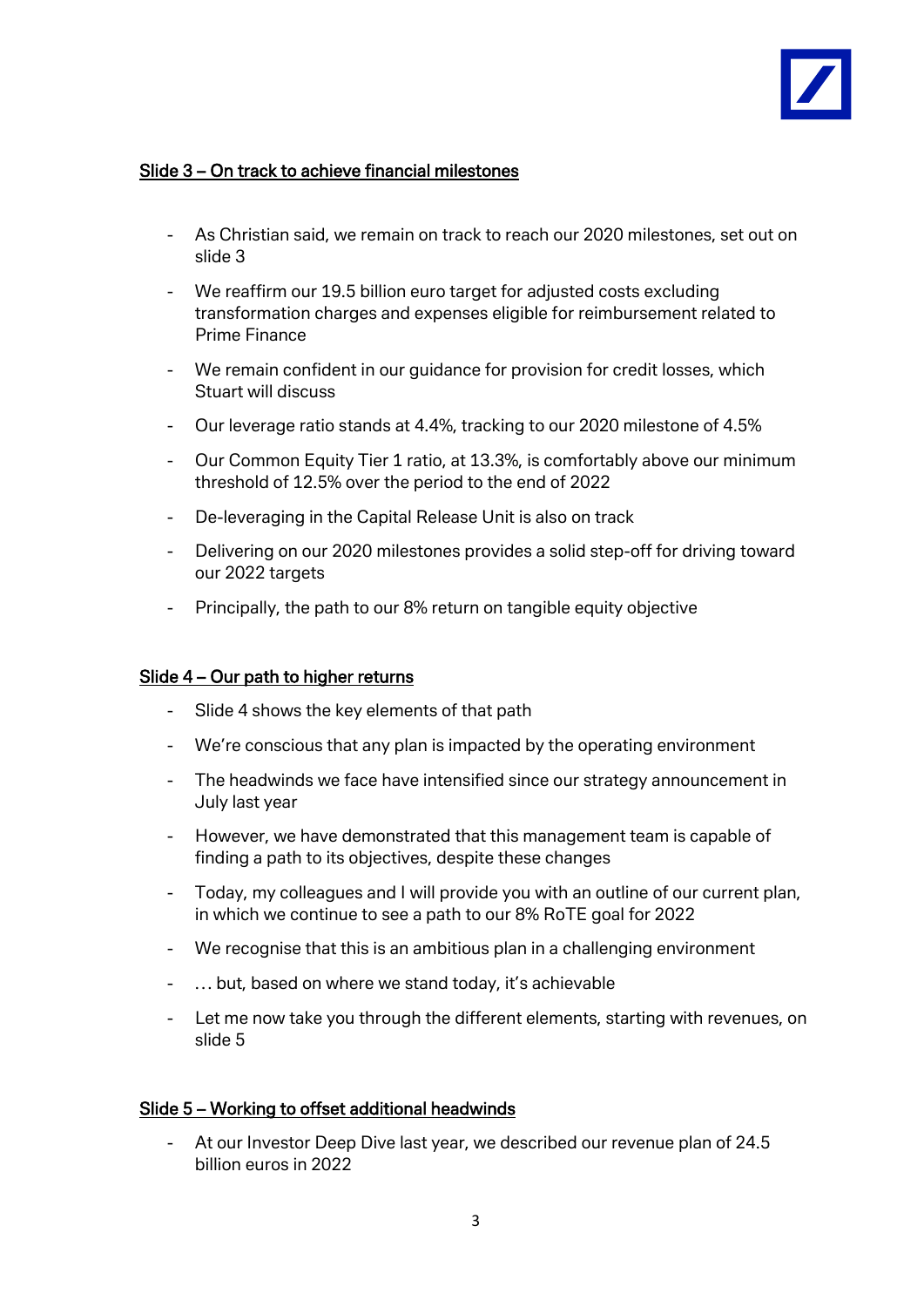## <u>Slide 3 – On track to achieve financial milestones</u>

- As Christian said, we remain on track to reach our 2020 milestones, set out on slide 3
- We reaffirm our 19.5 billion euro target for adjusted costs excluding transformation charges and expenses eligible for reimbursement related to Prime Finance
- We remain confident in our guidance for provision for credit losses, which Stuart will discuss
- Our leverage ratio stands at 4.4%, tracking to our 2020 milestone of 4.5%
- Our Common Equity Tier 1 ratio, at 13.3%, is comfortably above our minimum threshold of 12.5% over the period to the end of 2022
- De-leveraging in the Capital Release Unit is also on track
- Delivering on our 2020 milestones provides a solid step-off for driving toward our 2022 targets
- Principally, the path to our 8% return on tangible equity objective

## <u>Slide 4 – Our path to higher returns</u>

- Slide 4 shows the key elements of that path
- We're conscious that any plan is impacted by the operating environment
- The headwinds we face have intensified since our strategy announcement in July last year
- However, we have demonstrated that this management team is capable of finding a path to its objectives, despite these changes
- Today, my colleagues and I will provide you with an outline of our current plan, in which we continue to see a path to our 8% RoTE goal for 2022
- We recognise that this is an ambitious plan in a challenging environment
- … but, based on where we stand today, it's achievable
- Let me now take you through the different elements, starting with revenues, on slide 5

## <u>Slide 5 – Working to offset additional headwinds</u>

- At our Investor Deep Dive last year, we described our revenue plan of 24.5 billion euros in 2022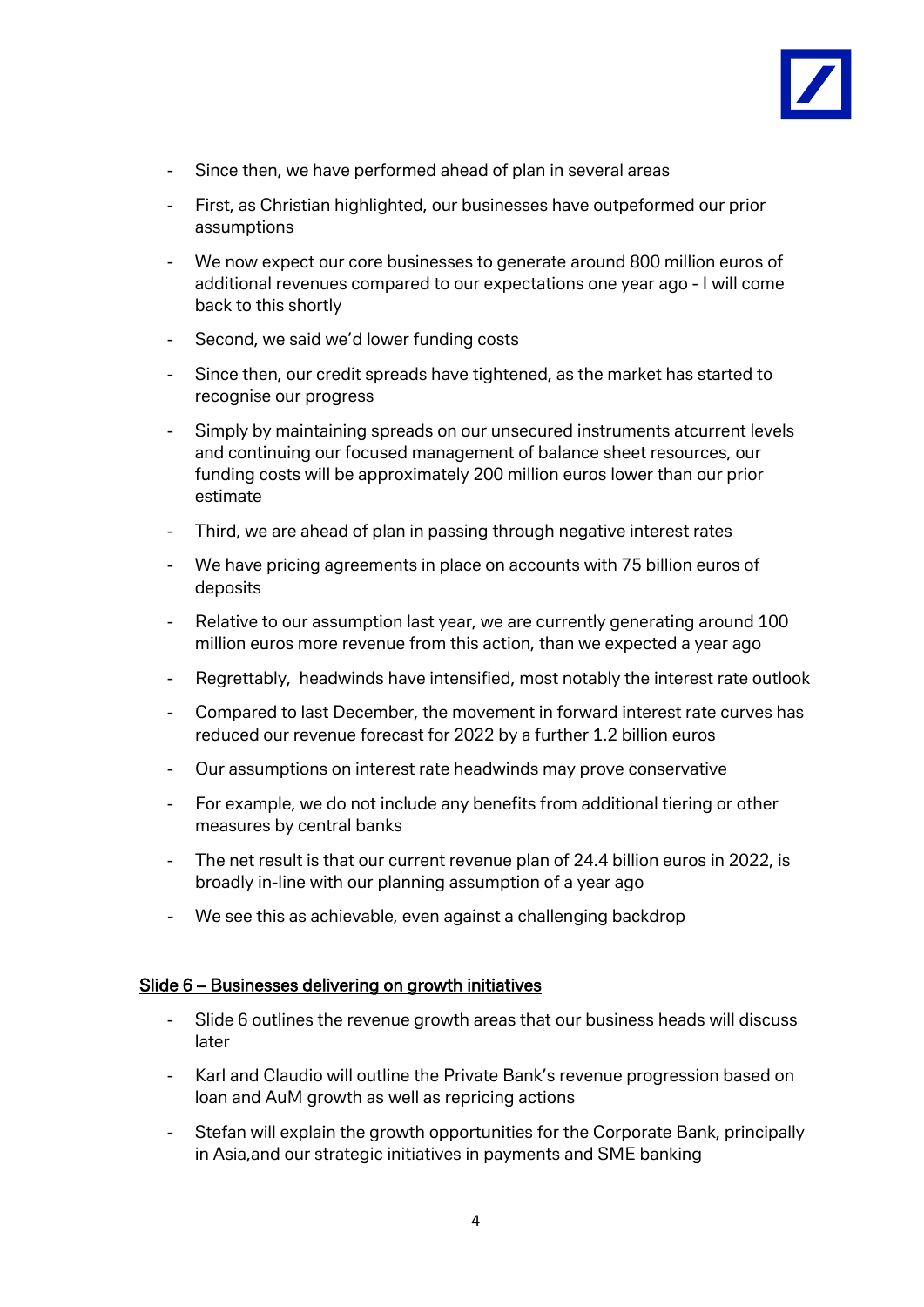- Since then, we have performed ahead of plan in several areas
- First, as Christian highlighted, our businesses have outpeformed our prior assumptions
- We now expect our core businesses to generate around 800 million euros of additional revenues compared to our expectations one year ago - I will come back to this shortly
- Second, we said we'd lower funding costs
- Since then, our credit spreads have tightened, as the market has started to recognise our progress
- Simply by maintaining spreads on our unsecured instruments atcurrent levels and continuing our focused management of balance sheet resources, our funding costs will be approximately 200 million euros lower than our prior estimate
- Third, we are ahead of plan in passing through negative interest rates
- We have pricing agreements in place on accounts with 75 billion euros of deposits
- Relative to our assumption last year, we are currently generating around 100 million euros more revenue from this action, than we expected a year ago
- Regrettably, headwinds have intensified, most notably the interest rate outlook
- Compared to last December, the movement in forward interest rate curves has reduced our revenue forecast for 2022 by a further 1.2 billion euros
- Our assumptions on interest rate headwinds may prove conservative
- For example, we do not include any benefits from additional tiering or other measures by central banks
- The net result is that our current revenue plan of 24.4 billion euros in 2022, is broadly in-line with our planning assumption of a year ago
- We see this as achievable, even against a challenging backdrop

<u>Slide 6 – Businesses delivering on growth initiatives</u>

- Slide 6 outlines the revenue growth areas that our business heads will discuss later
- Karl and Claudio will outline the Private Bank's revenue progression based on loan and AuM growth as well as repricing actions
- Stefan will explain the growth opportunities for the Corporate Bank, principally in Asia,and our strategic initiatives in payments and SME banking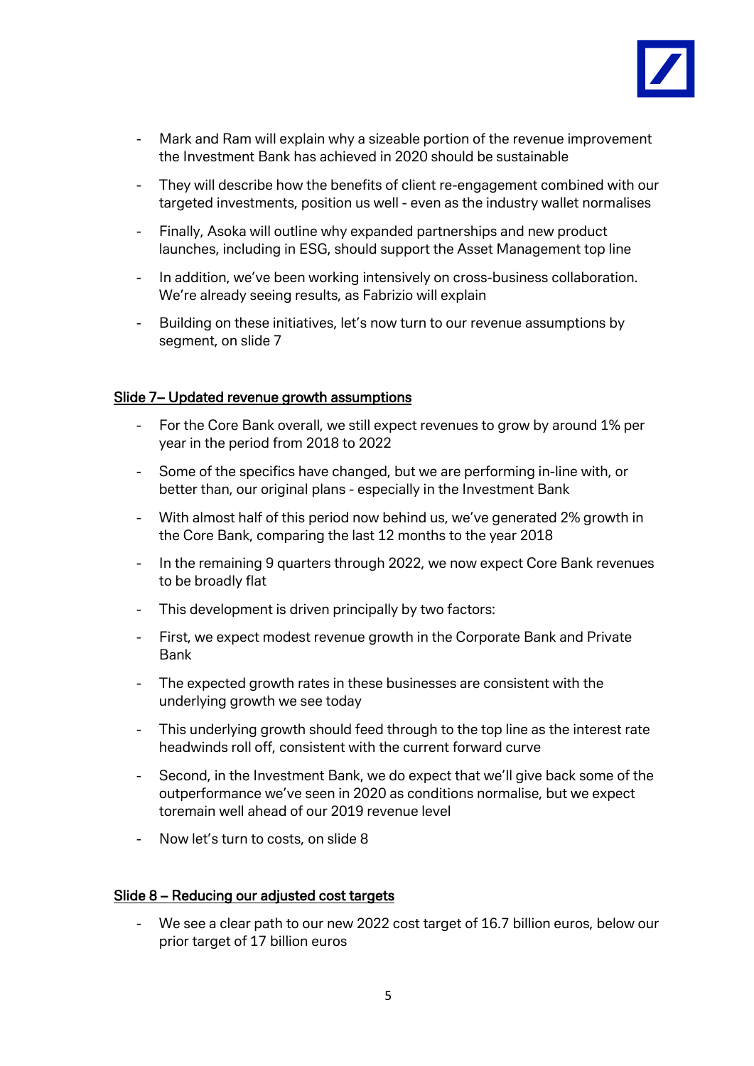- Mark and Ram will explain why a sizeable portion of the revenue improvement the Investment Bank has achieved in 2020 should be sustainable
- They will describe how the benefits of client re-engagement combined with our targeted investments, position us well - even as the industry wallet normalises
- Finally, Asoka will outline why expanded partnerships and new product launches, including in ESG, should support the Asset Management top line
- In addition, we've been working intensively on cross-business collaboration. We're already seeing results, as Fabrizio will explain
- Building on these initiatives, let's now turn to our revenue assumptions by segment, on slide 7

## Slide 7– Updated revenue growth assumptions

- For the Core Bank overall, we still expect revenues to grow by around 1% per year in the period from 2018 to 2022
- Some of the specifics have changed, but we are performing in-line with, or better than, our original plans - especially in the Investment Bank
- With almost half of this period now behind us, we've generated 2% growth in the Core Bank, comparing the last 12 months to the year 2018
- In the remaining 9 quarters through 2022, we now expect Core Bank revenues to be broadly flat
- This development is driven principally by two factors:
- First, we expect modest revenue growth in the Corporate Bank and Private Bank
- The expected growth rates in these businesses are consistent with the underlying growth we see today
- This underlying growth should feed through to the top line as the interest rate headwinds roll off, consistent with the current forward curve
- Second, in the Investment Bank, we do expect that we'll give back some of the outperformance we've seen in 2020 as conditions normalise, but we expect toremain well ahead of our 2019 revenue level
- Now let's turn to costs, on slide 8

## Slide 8 – Reducing our adjusted cost targets

- We see a clear path to our new 2022 cost target of 16.7 billion euros, below our prior target of 17 billion euros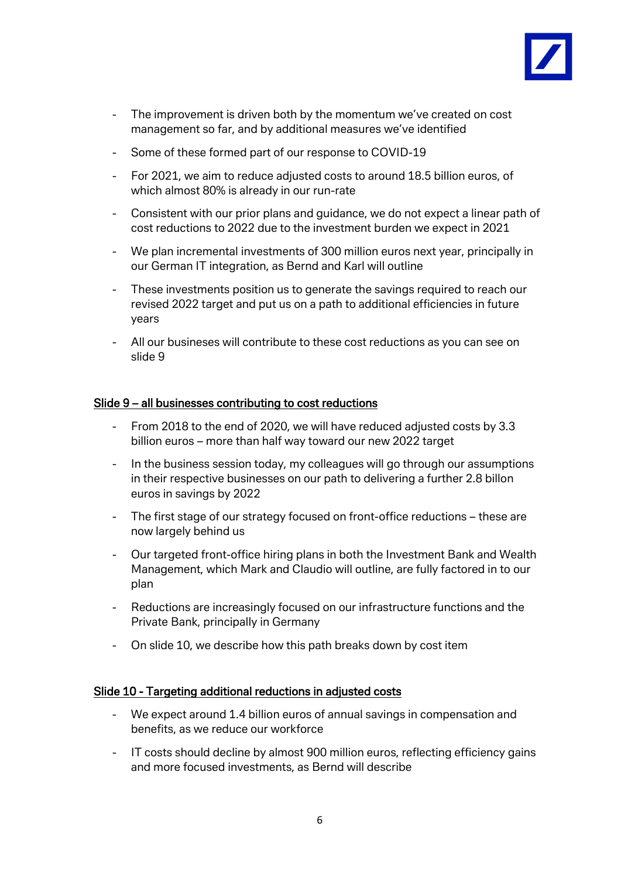- The improvement is driven both by the momentum we've created on cost management so far, and by additional measures we've identified
- Some of these formed part of our response to COVID-19
- For 2021, we aim to reduce adjusted costs to around 18.5 billion euros, of which almost 80% is already in our run-rate
- Consistent with our prior plans and guidance, we do not expect a linear path of cost reductions to 2022 due to the investment burden we expect in 2021
- We plan incremental investments of 300 million euros next year, principally in our German IT integration, as Bernd and Karl will outline
- These investments position us to generate the savings required to reach our revised 2022 target and put us on a path to additional efficiencies in future years
- All our busineses will contribute to these cost reductions as you can see on slide 9

## Slide 9 – all businesses contributing to cost reductions

- From 2018 to the end of 2020, we will have reduced adjusted costs by 3.3 billion euros – more than half way toward our new 2022 target
- In the business session today, my colleagues will go through our assumptions in their respective businesses on our path to delivering a further 2.8 billon euros in savings by 2022
- The first stage of our strategy focused on front-office reductions – these are now largely behind us
- Our targeted front-office hiring plans in both the Investment Bank and Wealth Management, which Mark and Claudio will outline, are fully factored in to our plan
- Reductions are increasingly focused on our infrastructure functions and the Private Bank, principally in Germany
- On slide 10, we describe how this path breaks down by cost item

## Slide 10 - Targeting additional reductions in adjusted costs

- We expect around 1.4 billion euros of annual savings in compensation and benefits, as we reduce our workforce
- IT costs should decline by almost 900 million euros, reflecting efficiency gains and more focused investments, as Bernd will describe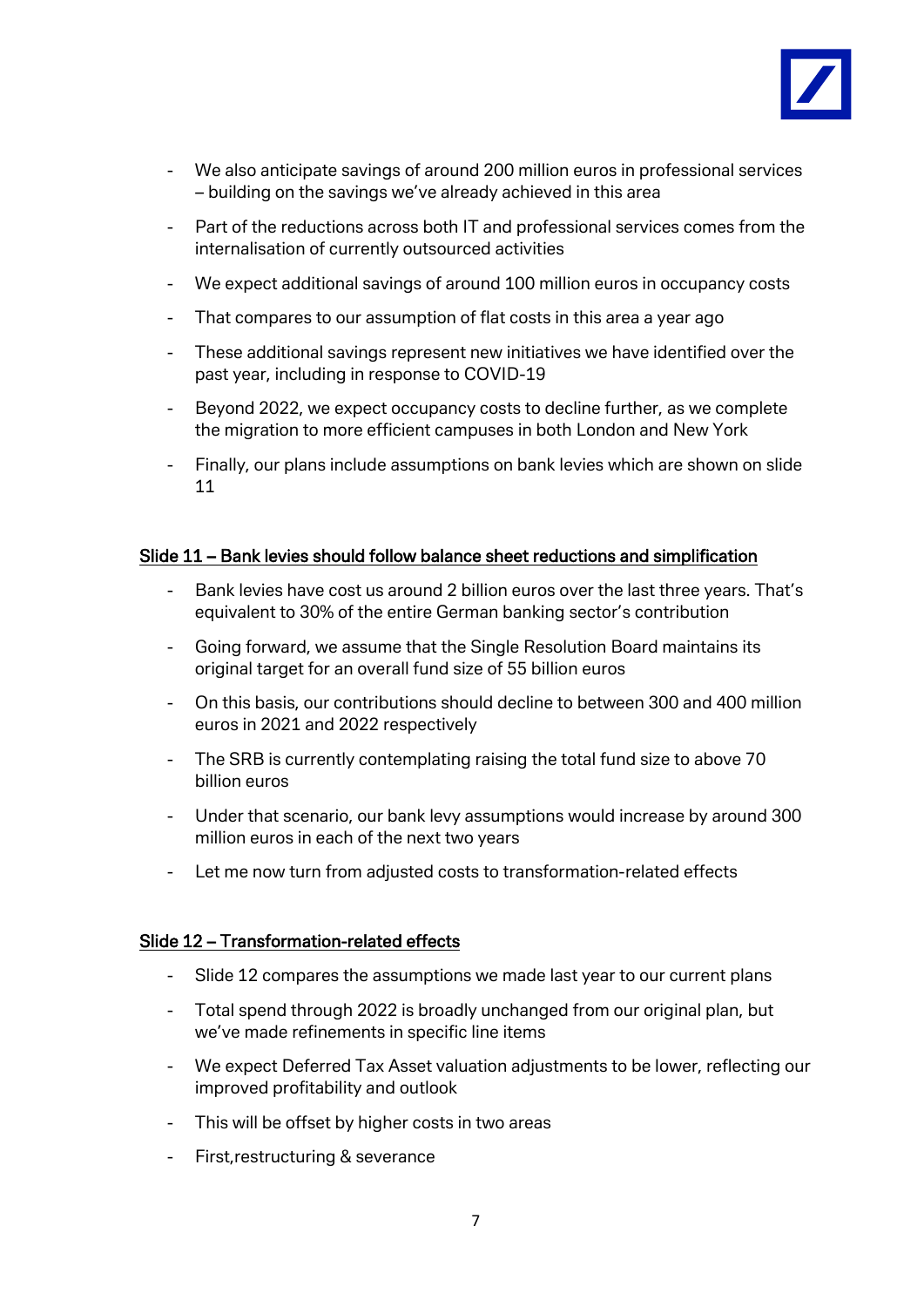- We also anticipate savings of around 200 million euros in professional services – building on the savings we've already achieved in this area
- Part of the reductions across both IT and professional services comes from the internalisation of currently outsourced activities
- We expect additional savings of around 100 million euros in occupancy costs
- That compares to our assumption of flat costs in this area a year ago
- These additional savings represent new initiatives we have identified over the past year, including in response to COVID-19
- Beyond 2022, we expect occupancy costs to decline further, as we complete the migration to more efficient campuses in both London and New York
- Finally, our plans include assumptions on bank levies which are shown on slide 11

## Slide 11 – Bank levies should follow balance sheet reductions and simplification

- Bank levies have cost us around 2 billion euros over the last three years. That's equivalent to 30% of the entire German banking sector's contribution
- Going forward, we assume that the Single Resolution Board maintains its original target for an overall fund size of 55 billion euros
- On this basis, our contributions should decline to between 300 and 400 million euros in 2021 and 2022 respectively
- The SRB is currently contemplating raising the total fund size to above 70 billion euros
- Under that scenario, our bank levy assumptions would increase by around 300 million euros in each of the next two years
- Let me now turn from adjusted costs to transformation-related effects

## Slide 12 – Transformation-related effects

- Slide 12 compares the assumptions we made last year to our current plans
- Total spend through 2022 is broadly unchanged from our original plan, but we've made refinements in specific line items
- We expect Deferred Tax Asset valuation adjustments to be lower, reflecting our improved profitability and outlook
- This will be offset by higher costs in two areas
- First,restructuring & severance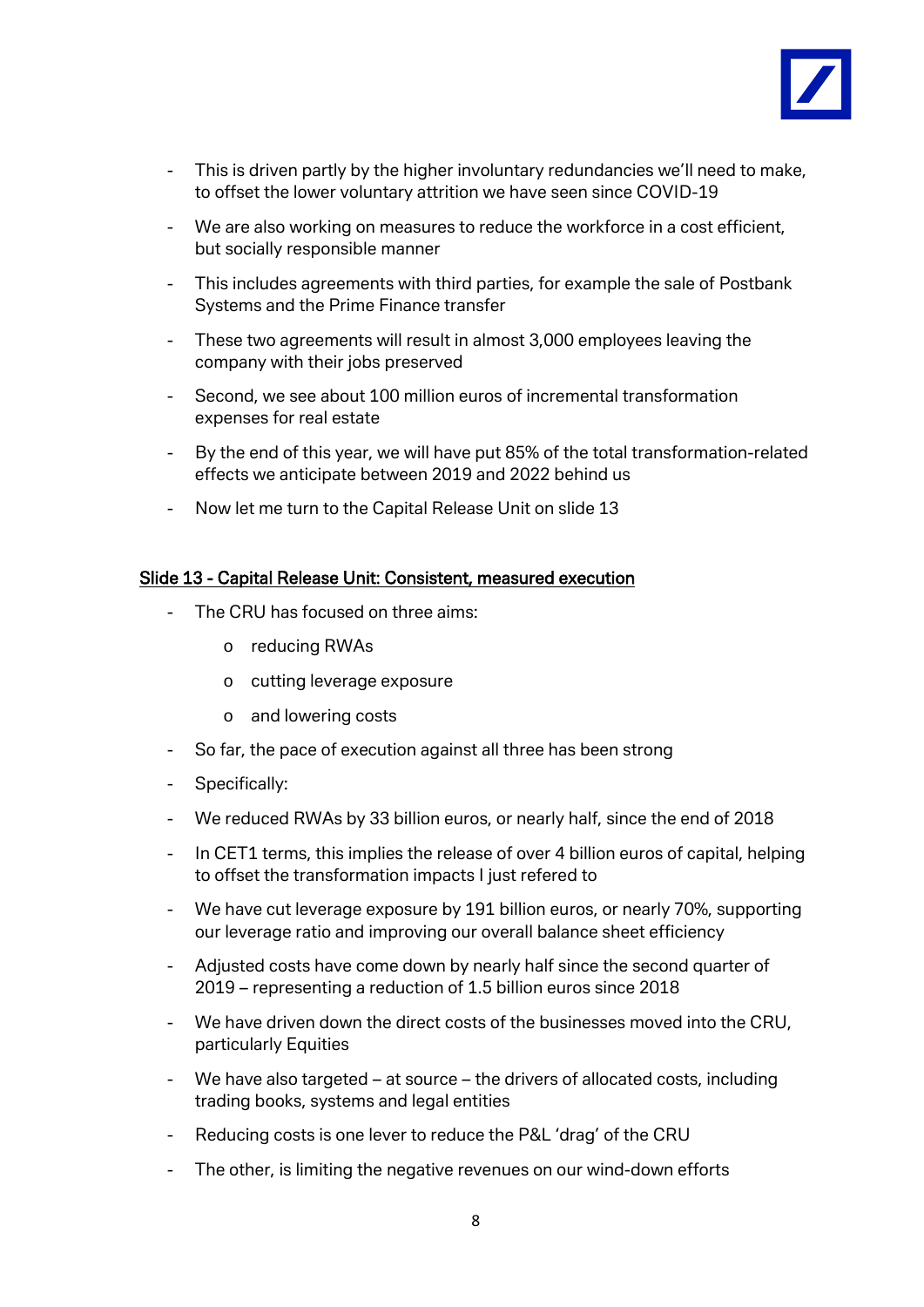- This is driven partly by the higher involuntary redundancies we'll need to make, to offset the lower voluntary attrition we have seen since COVID-19
- We are also working on measures to reduce the workforce in a cost efficient, but socially responsible manner
- This includes agreements with third parties, for example the sale of Postbank Systems and the Prime Finance transfer
- These two agreements will result in almost 3,000 employees leaving the company with their jobs preserved
- Second, we see about 100 million euros of incremental transformation expenses for real estate
- By the end of this year, we will have put 85% of the total transformation-related effects we anticipate between 2019 and 2022 behind us
- Now let me turn to the Capital Release Unit on slide 13

## Slide 13 - Capital Release Unit: Consistent, measured execution

- The CRU has focused on three aims:
  - reducing RWAs
  - cutting leverage exposure
  - and lowering costs
- So far, the pace of execution against all three has been strong
- Specifically:
- We reduced RWAs by 33 billion euros, or nearly half, since the end of 2018
- In CET1 terms, this implies the release of over 4 billion euros of capital, helping to offset the transformation impacts I just refered to
- We have cut leverage exposure by 191 billion euros, or nearly 70%, supporting our leverage ratio and improving our overall balance sheet efficiency
- Adjusted costs have come down by nearly half since the second quarter of 2019 – representing a reduction of 1.5 billion euros since 2018
- We have driven down the direct costs of the businesses moved into the CRU, particularly Equities
- We have also targeted – at source – the drivers of allocated costs, including trading books, systems and legal entities
- Reducing costs is one lever to reduce the P&L 'drag' of the CRU
- The other, is limiting the negative revenues on our wind-down efforts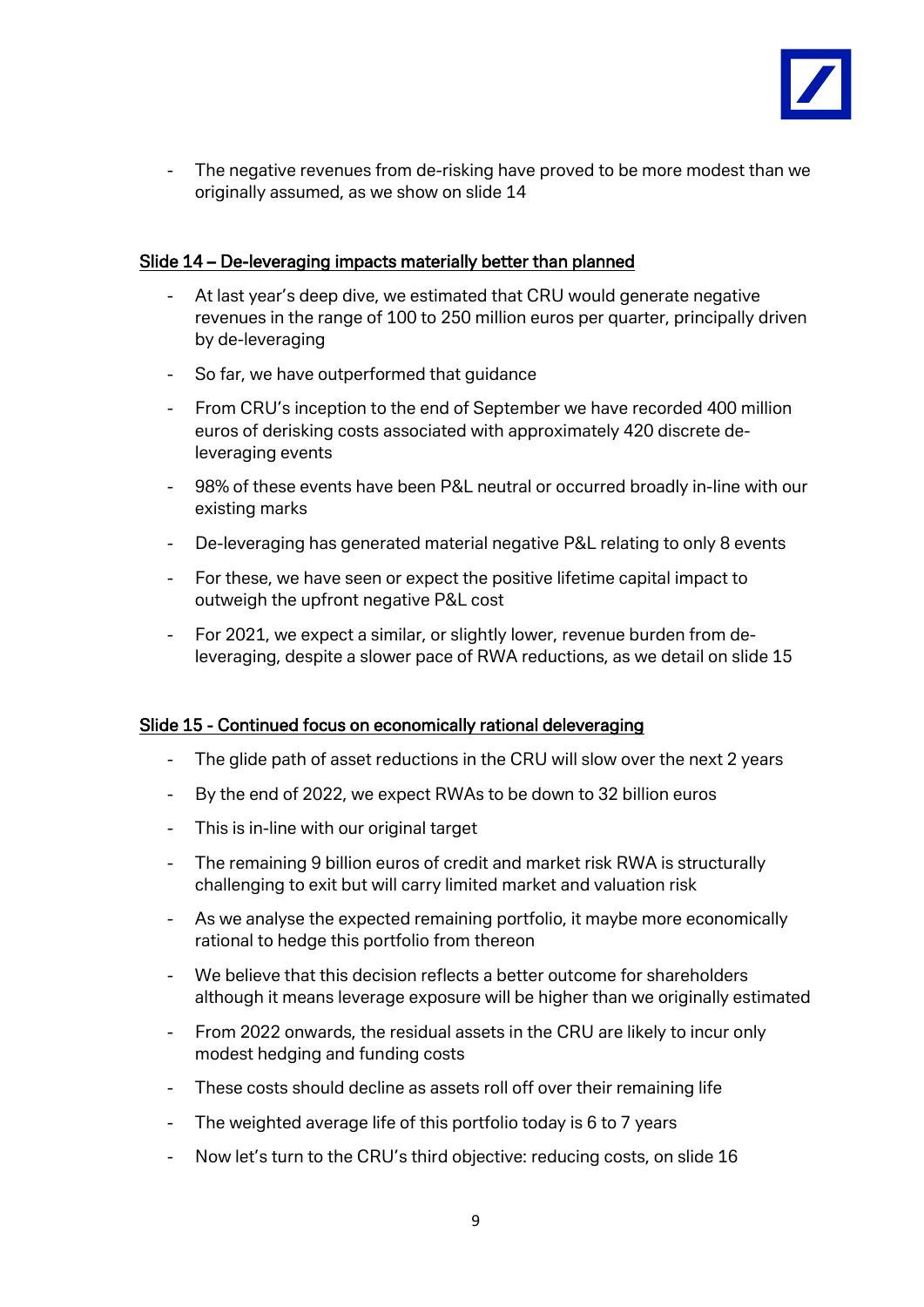- The negative revenues from de-risking have proved to be more modest than we originally assumed, as we show on slide 14

## Slide 14 – De-leveraging impacts materially better than planned

- At last year's deep dive, we estimated that CRU would generate negative revenues in the range of 100 to 250 million euros per quarter, principally driven by de-leveraging
- So far, we have outperformed that guidance
- From CRU's inception to the end of September we have recorded 400 million euros of derisking costs associated with approximately 420 discrete de-leveraging events
- 98% of these events have been P&L neutral or occurred broadly in-line with our existing marks
- De-leveraging has generated material negative P&L relating to only 8 events
- For these, we have seen or expect the positive lifetime capital impact to outweigh the upfront negative P&L cost
- For 2021, we expect a similar, or slightly lower, revenue burden from de-leveraging, despite a slower pace of RWA reductions, as we detail on slide 15

## Slide 15 - Continued focus on economically rational deleveraging

- The glide path of asset reductions in the CRU will slow over the next 2 years
- By the end of 2022, we expect RWAs to be down to 32 billion euros
- This is in-line with our original target
- The remaining 9 billion euros of credit and market risk RWA is structurally challenging to exit but will carry limited market and valuation risk
- As we analyse the expected remaining portfolio, it maybe more economically rational to hedge this portfolio from thereon
- We believe that this decision reflects a better outcome for shareholders although it means leverage exposure will be higher than we originally estimated
- From 2022 onwards, the residual assets in the CRU are likely to incur only modest hedging and funding costs
- These costs should decline as assets roll off over their remaining life
- The weighted average life of this portfolio today is 6 to 7 years
- Now let's turn to the CRU's third objective: reducing costs, on slide 16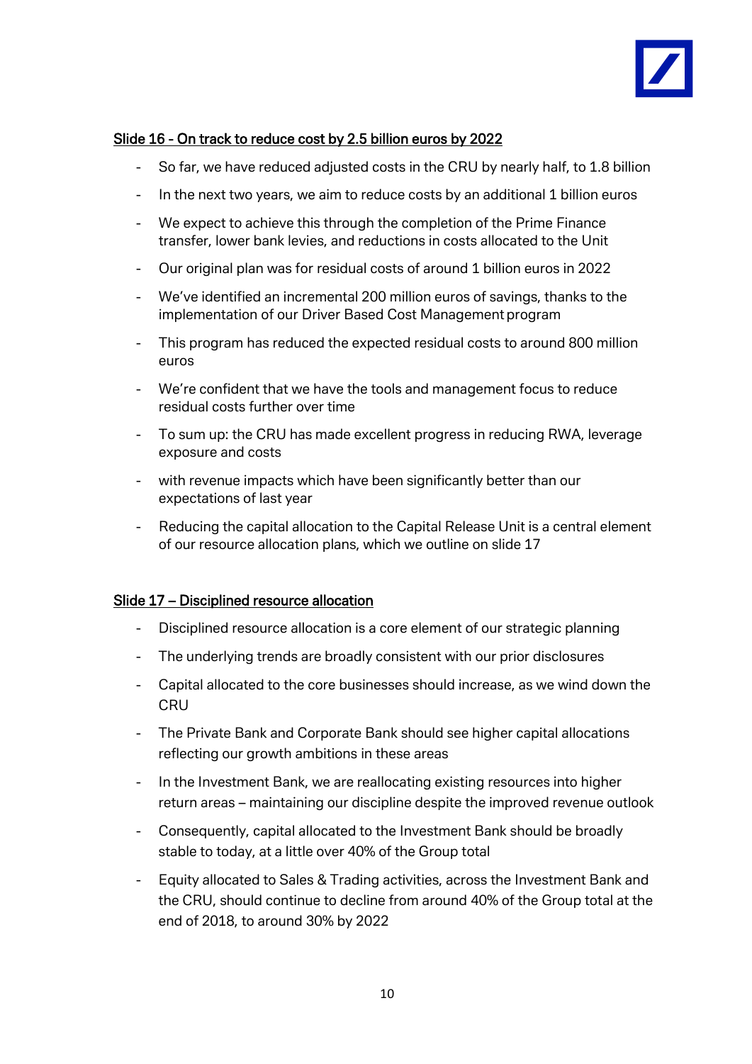## Slide 16 - On track to reduce cost by 2.5 billion euros by 2022

- So far, we have reduced adjusted costs in the CRU by nearly half, to 1.8 billion
- In the next two years, we aim to reduce costs by an additional 1 billion euros
- We expect to achieve this through the completion of the Prime Finance transfer, lower bank levies, and reductions in costs allocated to the Unit
- Our original plan was for residual costs of around 1 billion euros in 2022
- We've identified an incremental 200 million euros of savings, thanks to the implementation of our Driver Based Cost Management program
- This program has reduced the expected residual costs to around 800 million euros
- We're confident that we have the tools and management focus to reduce residual costs further over time
- To sum up: the CRU has made excellent progress in reducing RWA, leverage exposure and costs
- with revenue impacts which have been significantly better than our expectations of last year
- Reducing the capital allocation to the Capital Release Unit is a central element of our resource allocation plans, which we outline on slide 17

## Slide 17 – Disciplined resource allocation

- Disciplined resource allocation is a core element of our strategic planning
- The underlying trends are broadly consistent with our prior disclosures
- Capital allocated to the core businesses should increase, as we wind down the CRU
- The Private Bank and Corporate Bank should see higher capital allocations reflecting our growth ambitions in these areas
- In the Investment Bank, we are reallocating existing resources into higher return areas – maintaining our discipline despite the improved revenue outlook
- Consequently, capital allocated to the Investment Bank should be broadly stable to today, at a little over 40% of the Group total
- Equity allocated to Sales & Trading activities, across the Investment Bank and the CRU, should continue to decline from around 40% of the Group total at the end of 2018, to around 30% by 2022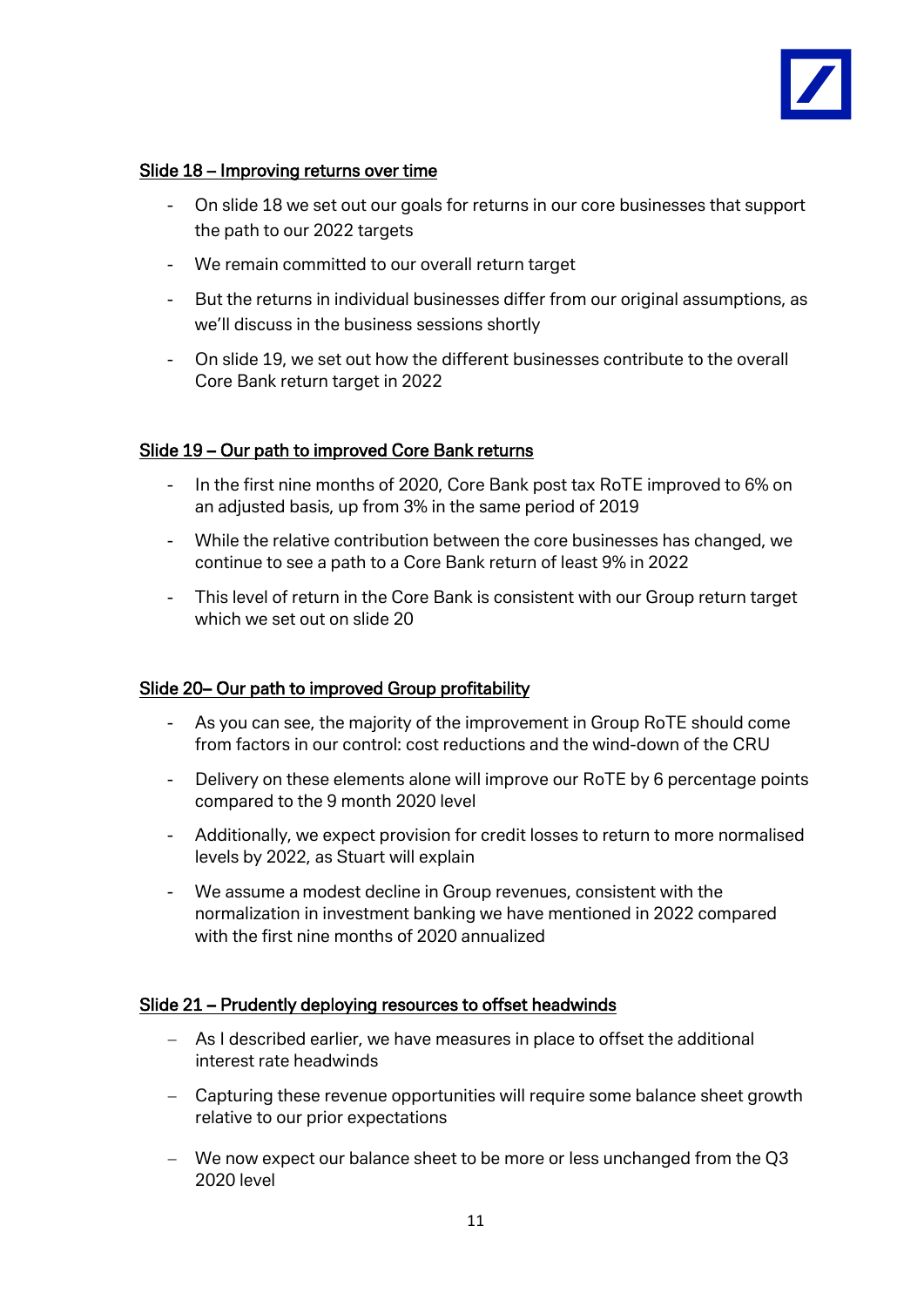## Slide 18 – Improving returns over time

- On slide 18 we set out our goals for returns in our core businesses that support the path to our 2022 targets
- We remain committed to our overall return target
- But the returns in individual businesses differ from our original assumptions, as we'll discuss in the business sessions shortly
- On slide 19, we set out how the different businesses contribute to the overall Core Bank return target in 2022

## Slide 19 – Our path to improved Core Bank returns

- In the first nine months of 2020, Core Bank post tax RoTE improved to 6% on an adjusted basis, up from 3% in the same period of 2019
- While the relative contribution between the core businesses has changed, we continue to see a path to a Core Bank return of least 9% in 2022
- This level of return in the Core Bank is consistent with our Group return target which we set out on slide 20

## Slide 20– Our path to improved Group profitability

- As you can see, the majority of the improvement in Group RoTE should come from factors in our control: cost reductions and the wind-down of the CRU
- Delivery on these elements alone will improve our RoTE by 6 percentage points compared to the 9 month 2020 level
- Additionally, we expect provision for credit losses to return to more normalised levels by 2022, as Stuart will explain
- We assume a modest decline in Group revenues, consistent with the normalization in investment banking we have mentioned in 2022 compared with the first nine months of 2020 annualized

## Slide 21 – Prudently deploying resources to offset headwinds

- As I described earlier, we have measures in place to offset the additional interest rate headwinds
- Capturing these revenue opportunities will require some balance sheet growth relative to our prior expectations
- We now expect our balance sheet to be more or less unchanged from the Q3 2020 level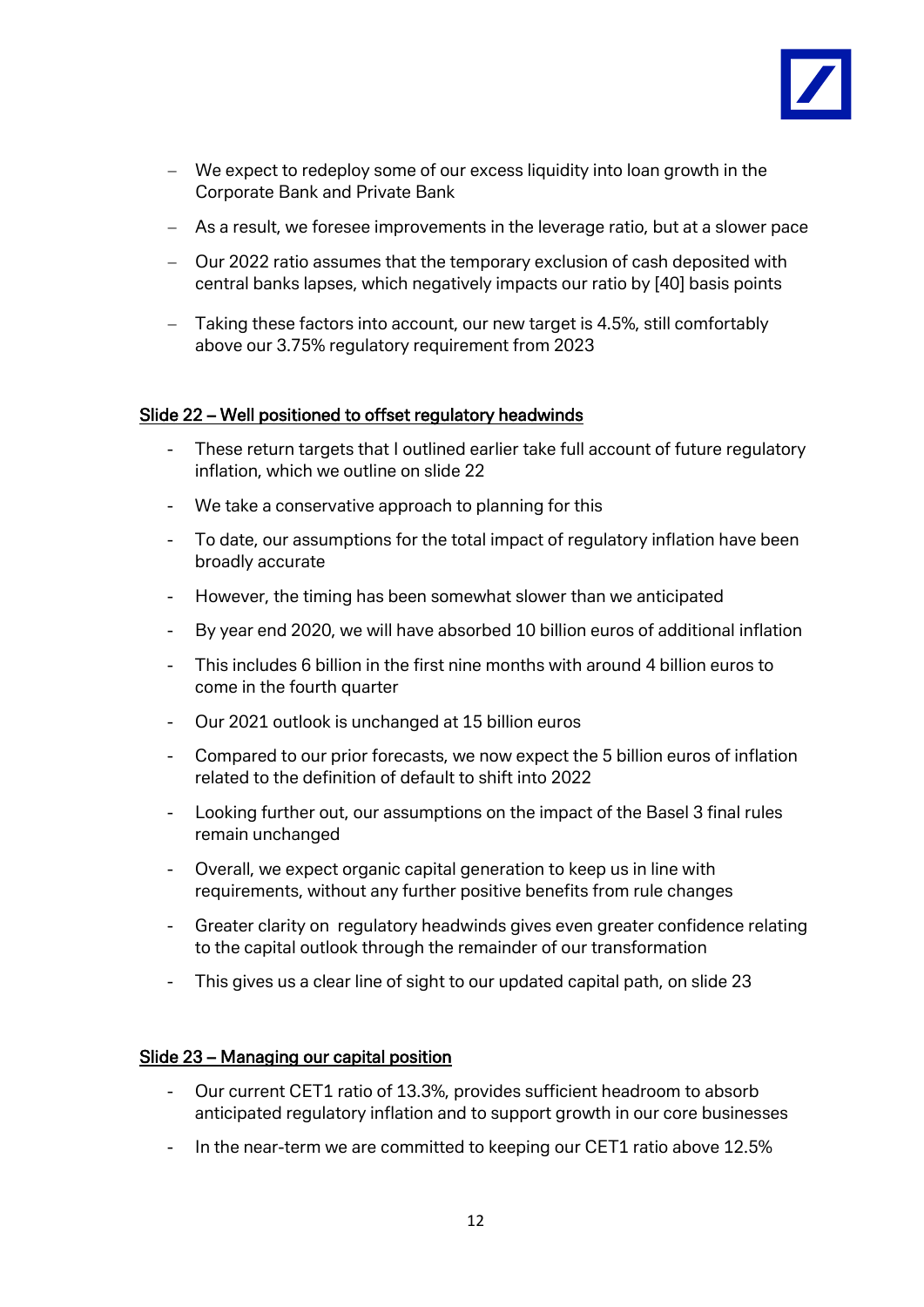- We expect to redeploy some of our excess liquidity into loan growth in the Corporate Bank and Private Bank
- As a result, we foresee improvements in the leverage ratio, but at a slower pace
- Our 2022 ratio assumes that the temporary exclusion of cash deposited with central banks lapses, which negatively impacts our ratio by [40] basis points
- Taking these factors into account, our new target is 4.5%, still comfortably above our 3.75% regulatory requirement from 2023

## Slide 22 – Well positioned to offset regulatory headwinds

- These return targets that I outlined earlier take full account of future regulatory inflation, which we outline on slide 22
- We take a conservative approach to planning for this
- To date, our assumptions for the total impact of regulatory inflation have been broadly accurate
- However, the timing has been somewhat slower than we anticipated
- By year end 2020, we will have absorbed 10 billion euros of additional inflation
- This includes 6 billion in the first nine months with around 4 billion euros to come in the fourth quarter
- Our 2021 outlook is unchanged at 15 billion euros
- Compared to our prior forecasts, we now expect the 5 billion euros of inflation related to the definition of default to shift into 2022
- Looking further out, our assumptions on the impact of the Basel 3 final rules remain unchanged
- Overall, we expect organic capital generation to keep us in line with requirements, without any further positive benefits from rule changes
- Greater clarity on regulatory headwinds gives even greater confidence relating to the capital outlook through the remainder of our transformation
- This gives us a clear line of sight to our updated capital path, on slide 23

## Slide 23 – Managing our capital position

- Our current CET1 ratio of 13.3%, provides sufficient headroom to absorb anticipated regulatory inflation and to support growth in our core businesses
- In the near-term we are committed to keeping our CET1 ratio above 12.5%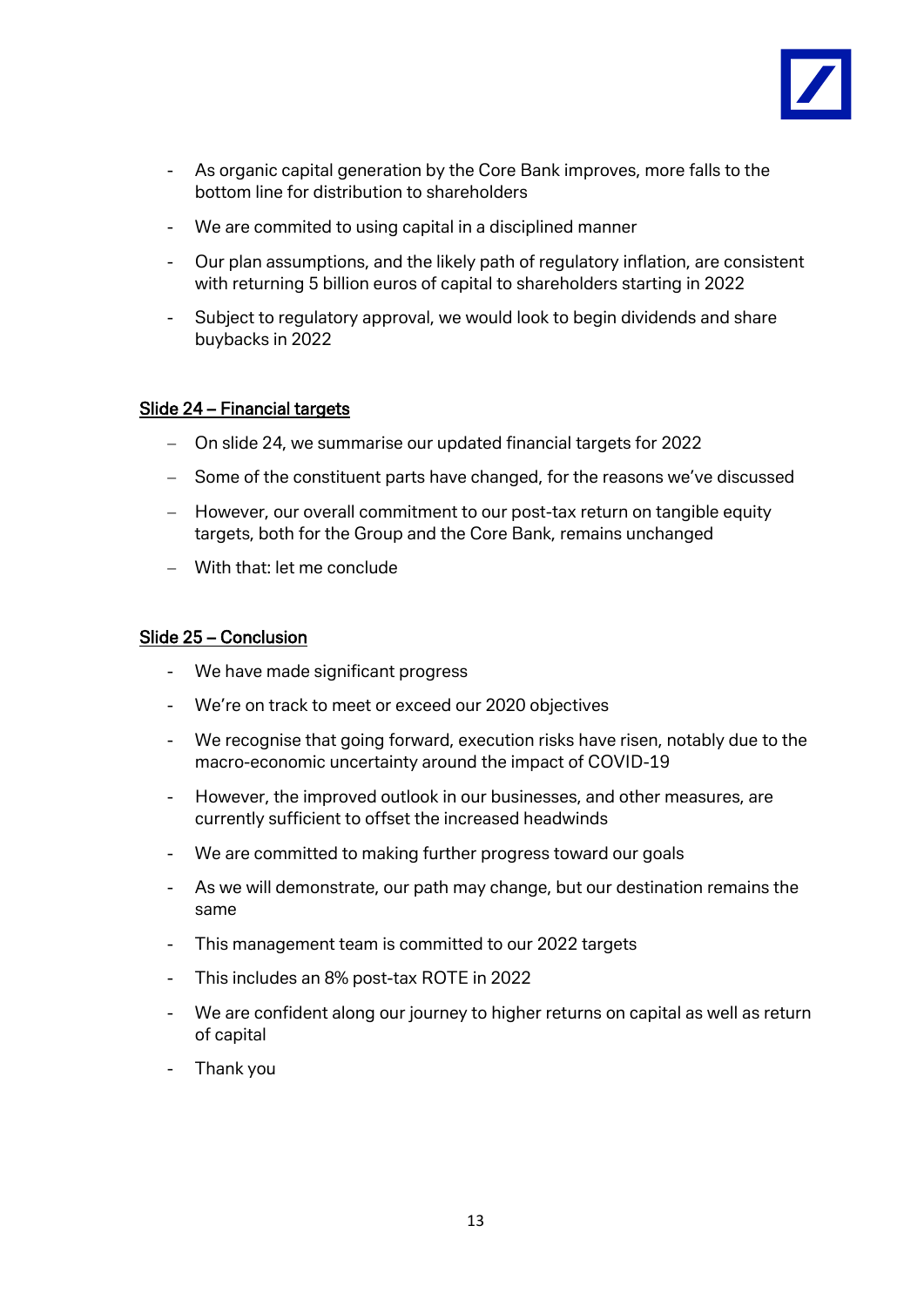- As organic capital generation by the Core Bank improves, more falls to the bottom line for distribution to shareholders
- We are commited to using capital in a disciplined manner
- Our plan assumptions, and the likely path of regulatory inflation, are consistent with returning 5 billion euros of capital to shareholders starting in 2022
- Subject to regulatory approval, we would look to begin dividends and share buybacks in 2022

## Slide 24 – Financial targets

- On slide 24, we summarise our updated financial targets for 2022
- Some of the constituent parts have changed, for the reasons we've discussed
- However, our overall commitment to our post-tax return on tangible equity targets, both for the Group and the Core Bank, remains unchanged
- With that: let me conclude

## Slide 25 – Conclusion

- We have made significant progress
- We're on track to meet or exceed our 2020 objectives
- We recognise that going forward, execution risks have risen, notably due to the macro-economic uncertainty around the impact of COVID-19
- However, the improved outlook in our businesses, and other measures, are currently sufficient to offset the increased headwinds
- We are committed to making further progress toward our goals
- As we will demonstrate, our path may change, but our destination remains the same
- This management team is committed to our 2022 targets
- This includes an 8% post-tax ROTE in 2022
- We are confident along our journey to higher returns on capital as well as return of capital
- Thank you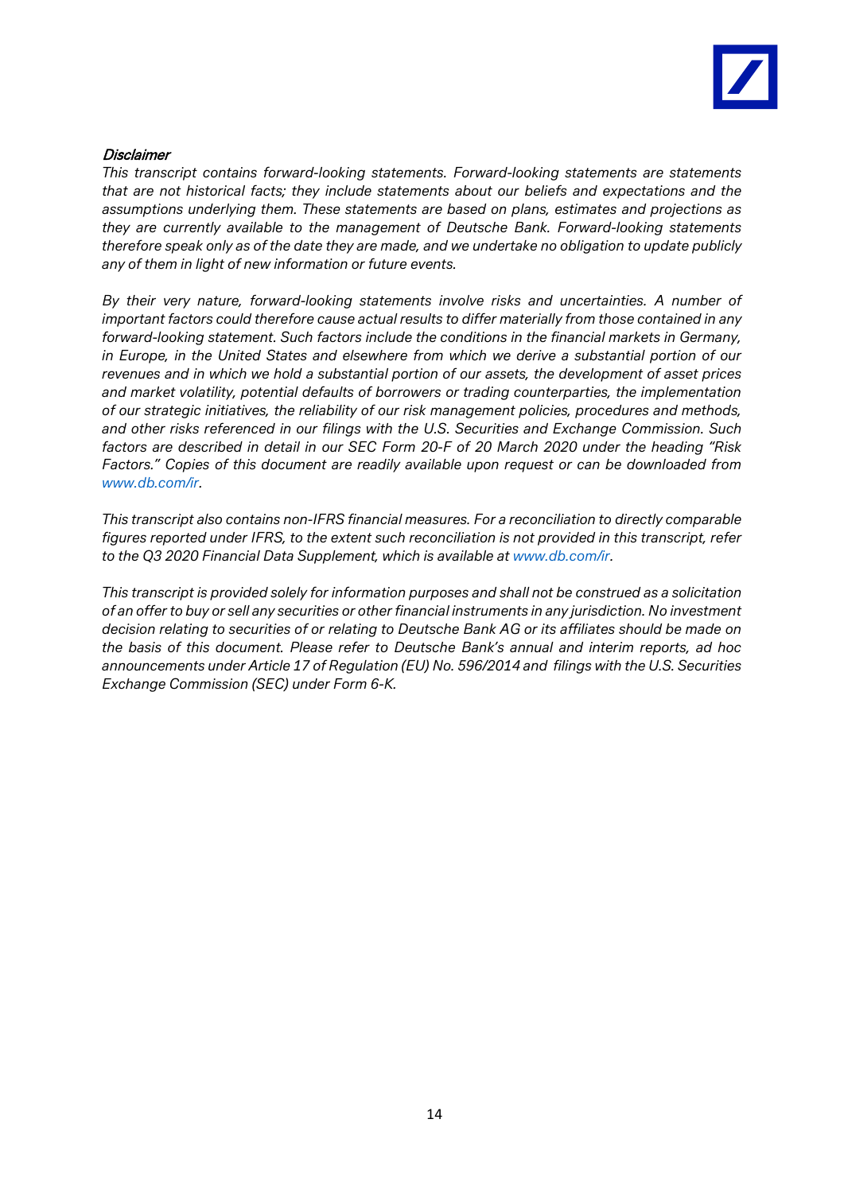*Disclaimer*

*This transcript contains forward-looking statements. Forward-looking statements are statements that are not historical facts; they include statements about our beliefs and expectations and the assumptions underlying them. These statements are based on plans, estimates and projections as they are currently available to the management of Deutsche Bank. Forward-looking statements therefore speak only as of the date they are made, and we undertake no obligation to update publicly any of them in light of new information or future events.*

*By their very nature, forward-looking statements involve risks and uncertainties. A number of important factors could therefore cause actual results to differ materially from those contained in any forward-looking statement. Such factors include the conditions in the financial markets in Germany, in Europe, in the United States and elsewhere from which we derive a substantial portion of our revenues and in which we hold a substantial portion of our assets, the development of asset prices and market volatility, potential defaults of borrowers or trading counterparties, the implementation of our strategic initiatives, the reliability of our risk management policies, procedures and methods, and other risks referenced in our filings with the U.S. Securities and Exchange Commission. Such factors are described in detail in our SEC Form 20-F of 20 March 2020 under the heading "Risk Factors." Copies of this document are readily available upon request or can be downloaded from www.db.com/ir.*

*This transcript also contains non-IFRS financial measures. For a reconciliation to directly comparable figures reported under IFRS, to the extent such reconciliation is not provided in this transcript, refer to the Q3 2020 Financial Data Supplement, which is available at www.db.com/ir.*

*This transcript is provided solely for information purposes and shall not be construed as a solicitation of an offer to buy or sell any securities or other financial instruments in any jurisdiction. No investment decision relating to securities of or relating to Deutsche Bank AG or its affiliates should be made on the basis of this document. Please refer to Deutsche Bank's annual and interim reports, ad hoc announcements under Article 17 of Regulation (EU) No. 596/2014 and filings with the U.S. Securities Exchange Commission (SEC) under Form 6-K.*